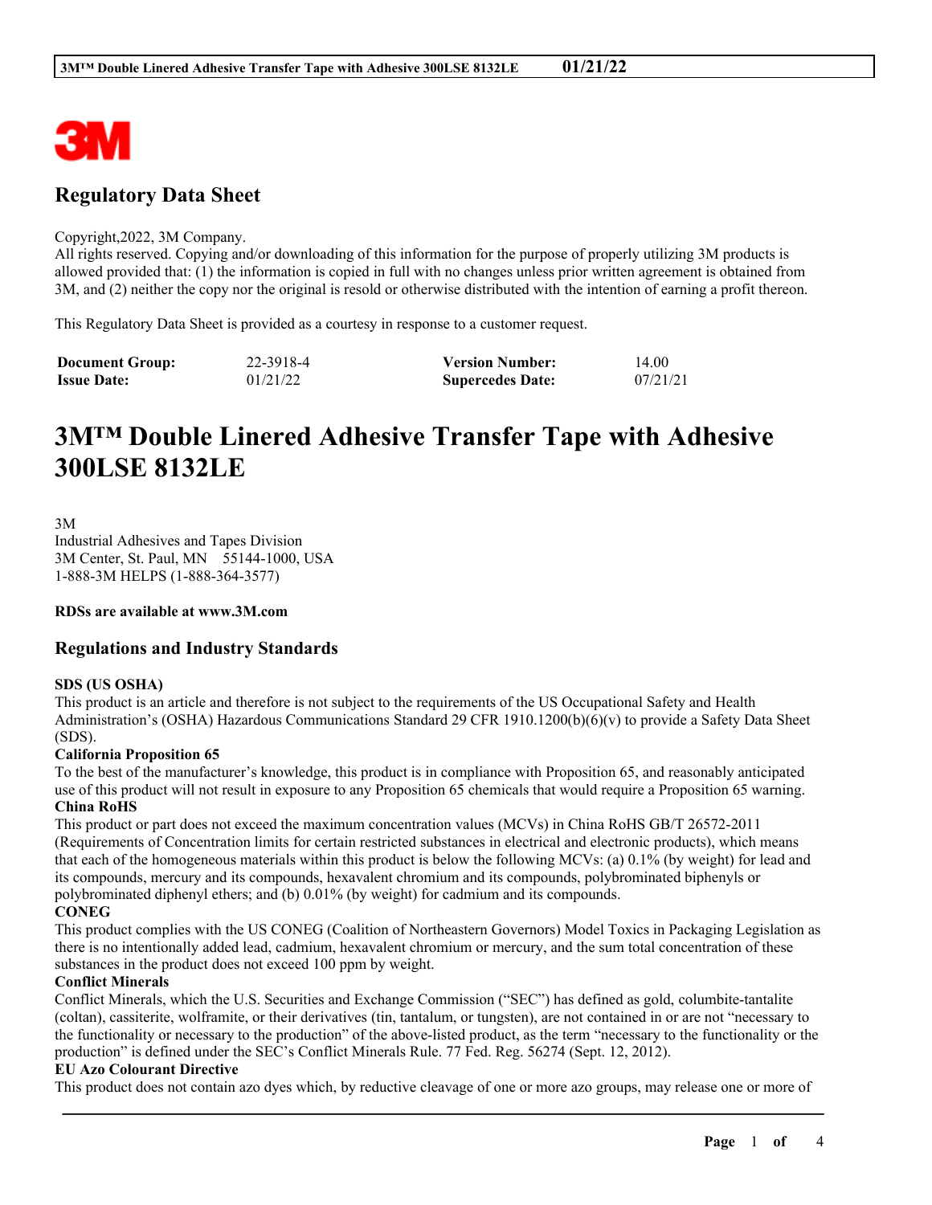## Regulatory Data Sheet

Copyright,2022, 3M Company.
All rights reserved. Copying and/or downloading of this information for the purpose of properly utilizing 3M products is allowed provided that: (1) the information is copied in full with no changes unless prior written agreement is obtained from 3M, and (2) neither the copy nor the original is resold or otherwise distributed with the intention of earning a profit thereon.

This Regulatory Data Sheet is provided as a courtesy in response to a customer request.

| **Document Group:** | 22-3918-4 | **Version Number:** | 14.00 |
|---|---|---|---|
| **Issue Date:** | 01/21/22 | **Supercedes Date:** | 07/21/21 |

# 3M™ Double Linered Adhesive Transfer Tape with Adhesive 300LSE 8132LE

3M
Industrial Adhesives and Tapes Division
3M Center, St. Paul, MN 55144-1000, USA
1-888-3M HELPS (1-888-364-3577)

**RDSs are available at www.3M.com**

## Regulations and Industry Standards

**SDS (US OSHA)**
This product is an article and therefore is not subject to the requirements of the US Occupational Safety and Health Administration's (OSHA) Hazardous Communications Standard 29 CFR 1910.1200(b)(6)(v) to provide a Safety Data Sheet (SDS).

**California Proposition 65**
To the best of the manufacturer's knowledge, this product is in compliance with Proposition 65, and reasonably anticipated use of this product will not result in exposure to any Proposition 65 chemicals that would require a Proposition 65 warning.

**China RoHS**
This product or part does not exceed the maximum concentration values (MCVs) in China RoHS GB/T 26572-2011 (Requirements of Concentration limits for certain restricted substances in electrical and electronic products), which means that each of the homogeneous materials within this product is below the following MCVs: (a) 0.1% (by weight) for lead and its compounds, mercury and its compounds, hexavalent chromium and its compounds, polybrominated biphenyls or polybrominated diphenyl ethers; and (b) 0.01% (by weight) for cadmium and its compounds.

**CONEG**
This product complies with the US CONEG (Coalition of Northeastern Governors) Model Toxics in Packaging Legislation as there is no intentionally added lead, cadmium, hexavalent chromium or mercury, and the sum total concentration of these substances in the product does not exceed 100 ppm by weight.

**Conflict Minerals**
Conflict Minerals, which the U.S. Securities and Exchange Commission ("SEC") has defined as gold, columbite-tantalite (coltan), cassiterite, wolframite, or their derivatives (tin, tantalum, or tungsten), are not contained in or are not "necessary to the functionality or necessary to the production" of the above-listed product, as the term "necessary to the functionality or the production" is defined under the SEC's Conflict Minerals Rule. 77 Fed. Reg. 56274 (Sept. 12, 2012).

**EU Azo Colourant Directive**
This product does not contain azo dyes which, by reductive cleavage of one or more azo groups, may release one or more of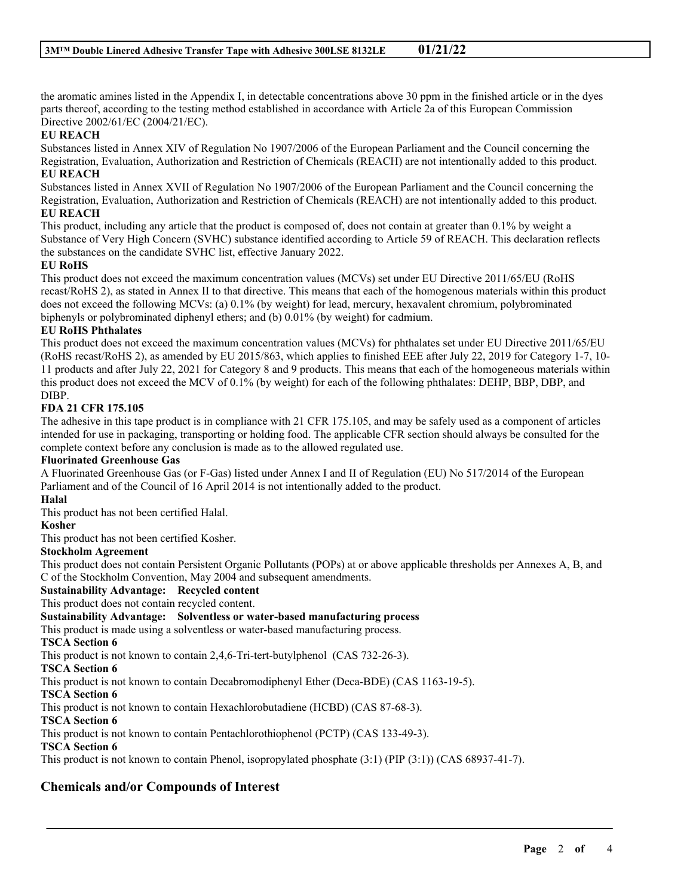the aromatic amines listed in the Appendix I, in detectable concentrations above 30 ppm in the finished article or in the dyes parts thereof, according to the testing method established in accordance with Article 2a of this European Commission Directive 2002/61/EC (2004/21/EC).

**EU REACH**

Substances listed in Annex XIV of Regulation No 1907/2006 of the European Parliament and the Council concerning the Registration, Evaluation, Authorization and Restriction of Chemicals (REACH) are not intentionally added to this product.

**EU REACH**

Substances listed in Annex XVII of Regulation No 1907/2006 of the European Parliament and the Council concerning the Registration, Evaluation, Authorization and Restriction of Chemicals (REACH) are not intentionally added to this product.

**EU REACH**

This product, including any article that the product is composed of, does not contain at greater than 0.1% by weight a Substance of Very High Concern (SVHC) substance identified according to Article 59 of REACH. This declaration reflects the substances on the candidate SVHC list, effective January 2022.

**EU RoHS**

This product does not exceed the maximum concentration values (MCVs) set under EU Directive 2011/65/EU (RoHS recast/RoHS 2), as stated in Annex II to that directive. This means that each of the homogenous materials within this product does not exceed the following MCVs: (a) 0.1% (by weight) for lead, mercury, hexavalent chromium, polybrominated biphenyls or polybrominated diphenyl ethers; and (b) 0.01% (by weight) for cadmium.

**EU RoHS Phthalates**

This product does not exceed the maximum concentration values (MCVs) for phthalates set under EU Directive 2011/65/EU (RoHS recast/RoHS 2), as amended by EU 2015/863, which applies to finished EEE after July 22, 2019 for Category 1-7, 10-11 products and after July 22, 2021 for Category 8 and 9 products. This means that each of the homogeneous materials within this product does not exceed the MCV of 0.1% (by weight) for each of the following phthalates: DEHP, BBP, DBP, and DIBP.

**FDA 21 CFR 175.105**

The adhesive in this tape product is in compliance with 21 CFR 175.105, and may be safely used as a component of articles intended for use in packaging, transporting or holding food. The applicable CFR section should always be consulted for the complete context before any conclusion is made as to the allowed regulated use.

**Fluorinated Greenhouse Gas**

A Fluorinated Greenhouse Gas (or F-Gas) listed under Annex I and II of Regulation (EU) No 517/2014 of the European Parliament and of the Council of 16 April 2014 is not intentionally added to the product.

**Halal**

This product has not been certified Halal.

**Kosher**

This product has not been certified Kosher.

**Stockholm Agreement**

This product does not contain Persistent Organic Pollutants (POPs) at or above applicable thresholds per Annexes A, B, and C of the Stockholm Convention, May 2004 and subsequent amendments.

**Sustainability Advantage: Recycled content**

This product does not contain recycled content.

**Sustainability Advantage: Solventless or water-based manufacturing process**

This product is made using a solventless or water-based manufacturing process.

**TSCA Section 6**

This product is not known to contain 2,4,6-Tri-tert-butylphenol (CAS 732-26-3).

**TSCA Section 6**

This product is not known to contain Decabromodiphenyl Ether (Deca-BDE) (CAS 1163-19-5).

**TSCA Section 6**

This product is not known to contain Hexachlorobutadiene (HCBD) (CAS 87-68-3).

**TSCA Section 6**

This product is not known to contain Pentachlorothiophenol (PCTP) (CAS 133-49-3).

**TSCA Section 6**

This product is not known to contain Phenol, isopropylated phosphate (3:1) (PIP (3:1)) (CAS 68937-41-7).

## Chemicals and/or Compounds of Interest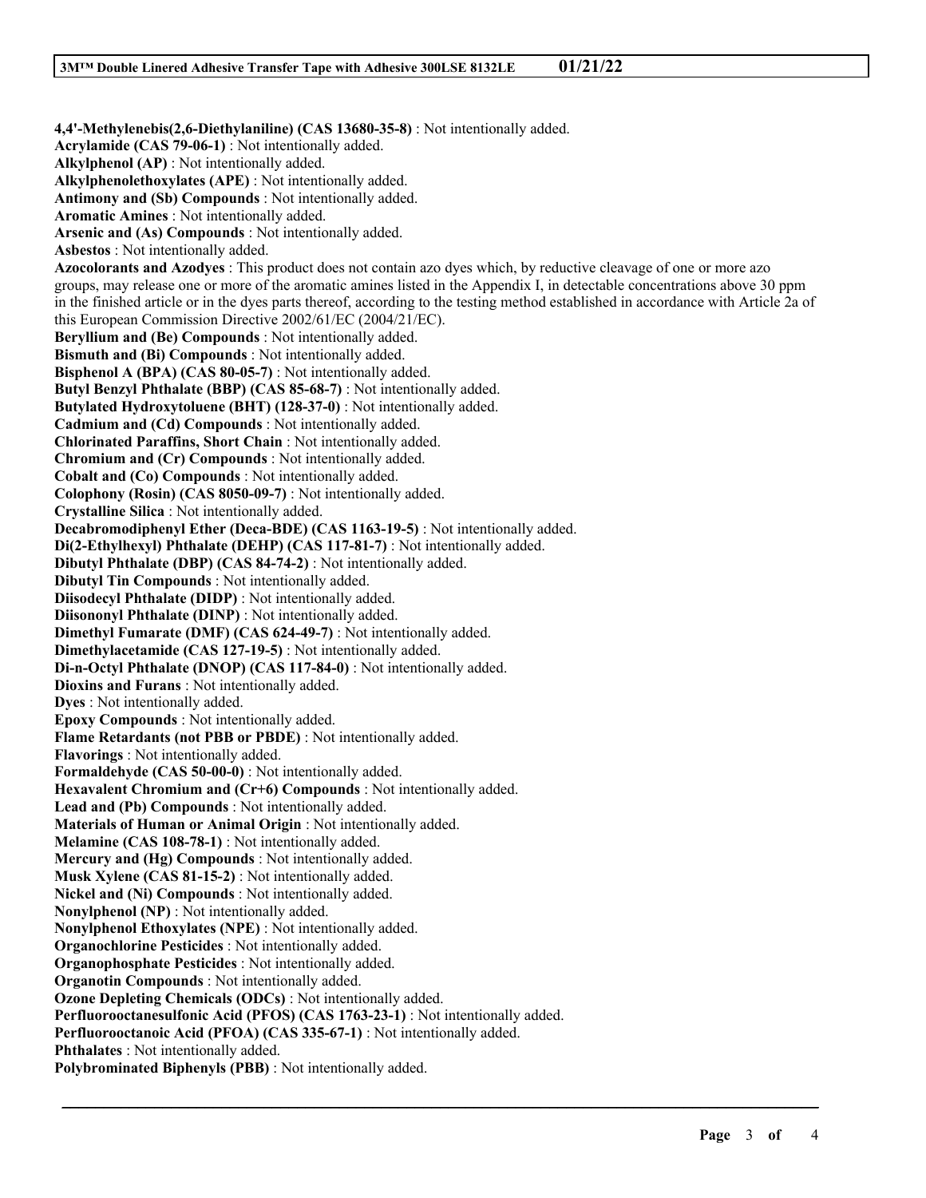**4,4'-Methylenebis(2,6-Diethylaniline) (CAS 13680-35-8)** : Not intentionally added.
**Acrylamide (CAS 79-06-1)** : Not intentionally added.
**Alkylphenol (AP)** : Not intentionally added.
**Alkylphenolethoxylates (APE)** : Not intentionally added.
**Antimony and (Sb) Compounds** : Not intentionally added.
**Aromatic Amines** : Not intentionally added.
**Arsenic and (As) Compounds** : Not intentionally added.
**Asbestos** : Not intentionally added.
**Azocolorants and Azodyes** : This product does not contain azo dyes which, by reductive cleavage of one or more azo groups, may release one or more of the aromatic amines listed in the Appendix I, in detectable concentrations above 30 ppm in the finished article or in the dyes parts thereof, according to the testing method established in accordance with Article 2a of this European Commission Directive 2002/61/EC (2004/21/EC).
**Beryllium and (Be) Compounds** : Not intentionally added.
**Bismuth and (Bi) Compounds** : Not intentionally added.
**Bisphenol A (BPA) (CAS 80-05-7)** : Not intentionally added.
**Butyl Benzyl Phthalate (BBP) (CAS 85-68-7)** : Not intentionally added.
**Butylated Hydroxytoluene (BHT) (128-37-0)** : Not intentionally added.
**Cadmium and (Cd) Compounds** : Not intentionally added.
**Chlorinated Paraffins, Short Chain** : Not intentionally added.
**Chromium and (Cr) Compounds** : Not intentionally added.
**Cobalt and (Co) Compounds** : Not intentionally added.
**Colophony (Rosin) (CAS 8050-09-7)** : Not intentionally added.
**Crystalline Silica** : Not intentionally added.
**Decabromodiphenyl Ether (Deca-BDE) (CAS 1163-19-5)** : Not intentionally added.
**Di(2-Ethylhexyl) Phthalate (DEHP) (CAS 117-81-7)** : Not intentionally added.
**Dibutyl Phthalate (DBP) (CAS 84-74-2)** : Not intentionally added.
**Dibutyl Tin Compounds** : Not intentionally added.
**Diisodecyl Phthalate (DIDP)** : Not intentionally added.
**Diisononyl Phthalate (DINP)** : Not intentionally added.
**Dimethyl Fumarate (DMF) (CAS 624-49-7)** : Not intentionally added.
**Dimethylacetamide (CAS 127-19-5)** : Not intentionally added.
**Di-n-Octyl Phthalate (DNOP) (CAS 117-84-0)** : Not intentionally added.
**Dioxins and Furans** : Not intentionally added.
**Dyes** : Not intentionally added.
**Epoxy Compounds** : Not intentionally added.
**Flame Retardants (not PBB or PBDE)** : Not intentionally added.
**Flavorings** : Not intentionally added.
**Formaldehyde (CAS 50-00-0)** : Not intentionally added.
**Hexavalent Chromium and (Cr+6) Compounds** : Not intentionally added.
**Lead and (Pb) Compounds** : Not intentionally added.
**Materials of Human or Animal Origin** : Not intentionally added.
**Melamine (CAS 108-78-1)** : Not intentionally added.
**Mercury and (Hg) Compounds** : Not intentionally added.
**Musk Xylene (CAS 81-15-2)** : Not intentionally added.
**Nickel and (Ni) Compounds** : Not intentionally added.
**Nonylphenol (NP)** : Not intentionally added.
**Nonylphenol Ethoxylates (NPE)** : Not intentionally added.
**Organochlorine Pesticides** : Not intentionally added.
**Organophosphate Pesticides** : Not intentionally added.
**Organotin Compounds** : Not intentionally added.
**Ozone Depleting Chemicals (ODCs)** : Not intentionally added.
**Perfluorooctanesulfonic Acid (PFOS) (CAS 1763-23-1)** : Not intentionally added.
**Perfluorooctanoic Acid (PFOA) (CAS 335-67-1)** : Not intentionally added.
**Phthalates** : Not intentionally added.
**Polybrominated Biphenyls (PBB)** : Not intentionally added.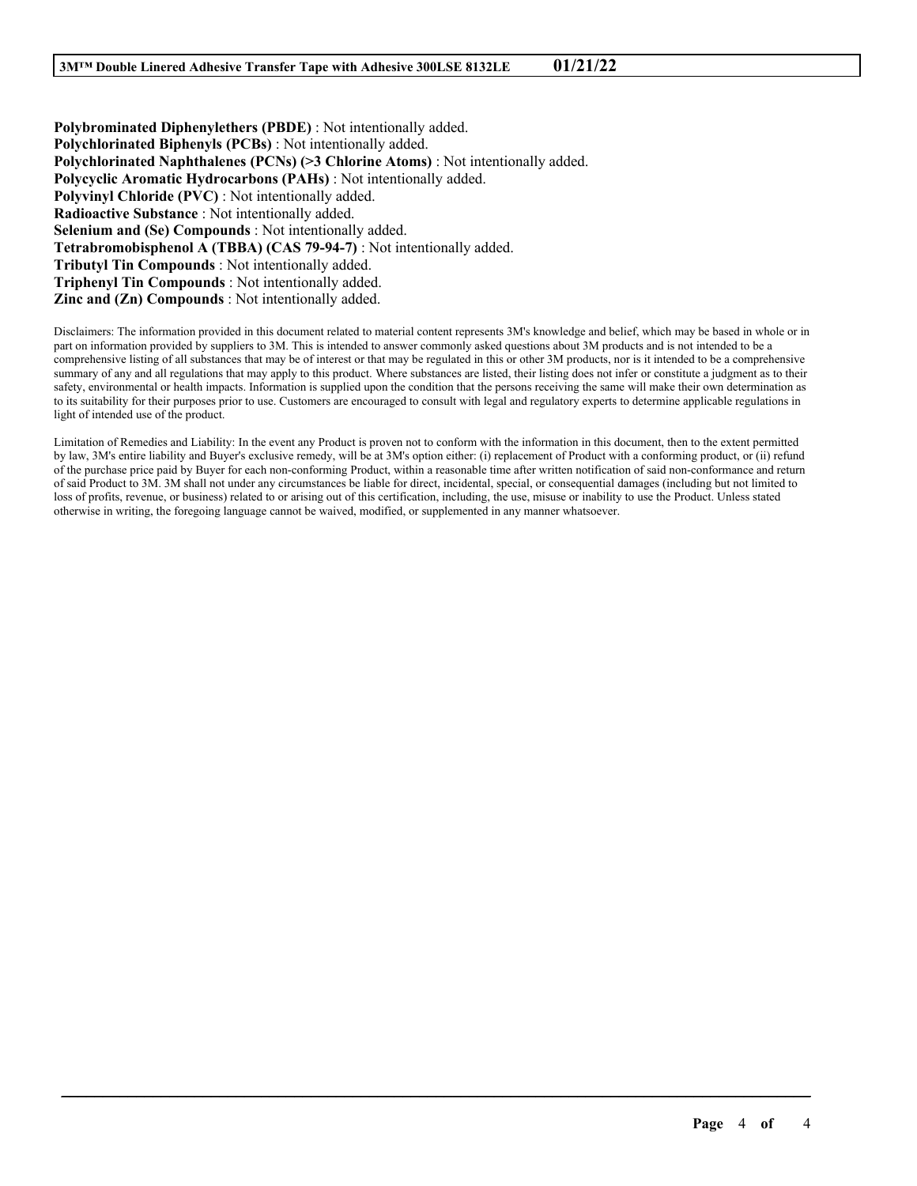**Polybrominated Diphenylethers (PBDE)** : Not intentionally added.
**Polychlorinated Biphenyls (PCBs)** : Not intentionally added.
**Polychlorinated Naphthalenes (PCNs) (>3 Chlorine Atoms)** : Not intentionally added.
**Polycyclic Aromatic Hydrocarbons (PAHs)** : Not intentionally added.
**Polyvinyl Chloride (PVC)** : Not intentionally added.
**Radioactive Substance** : Not intentionally added.
**Selenium and (Se) Compounds** : Not intentionally added.
**Tetrabromobisphenol A (TBBA) (CAS 79-94-7)** : Not intentionally added.
**Tributyl Tin Compounds** : Not intentionally added.
**Triphenyl Tin Compounds** : Not intentionally added.
**Zinc and (Zn) Compounds** : Not intentionally added.

Disclaimers: The information provided in this document related to material content represents 3M's knowledge and belief, which may be based in whole or in part on information provided by suppliers to 3M. This is intended to answer commonly asked questions about 3M products and is not intended to be a comprehensive listing of all substances that may be of interest or that may be regulated in this or other 3M products, nor is it intended to be a comprehensive summary of any and all regulations that may apply to this product. Where substances are listed, their listing does not infer or constitute a judgment as to their safety, environmental or health impacts. Information is supplied upon the condition that the persons receiving the same will make their own determination as to its suitability for their purposes prior to use. Customers are encouraged to consult with legal and regulatory experts to determine applicable regulations in light of intended use of the product.

Limitation of Remedies and Liability: In the event any Product is proven not to conform with the information in this document, then to the extent permitted by law, 3M's entire liability and Buyer's exclusive remedy, will be at 3M's option either: (i) replacement of Product with a conforming product, or (ii) refund of the purchase price paid by Buyer for each non-conforming Product, within a reasonable time after written notification of said non-conformance and return of said Product to 3M. 3M shall not under any circumstances be liable for direct, incidental, special, or consequential damages (including but not limited to loss of profits, revenue, or business) related to or arising out of this certification, including, the use, misuse or inability to use the Product. Unless stated otherwise in writing, the foregoing language cannot be waived, modified, or supplemented in any manner whatsoever.